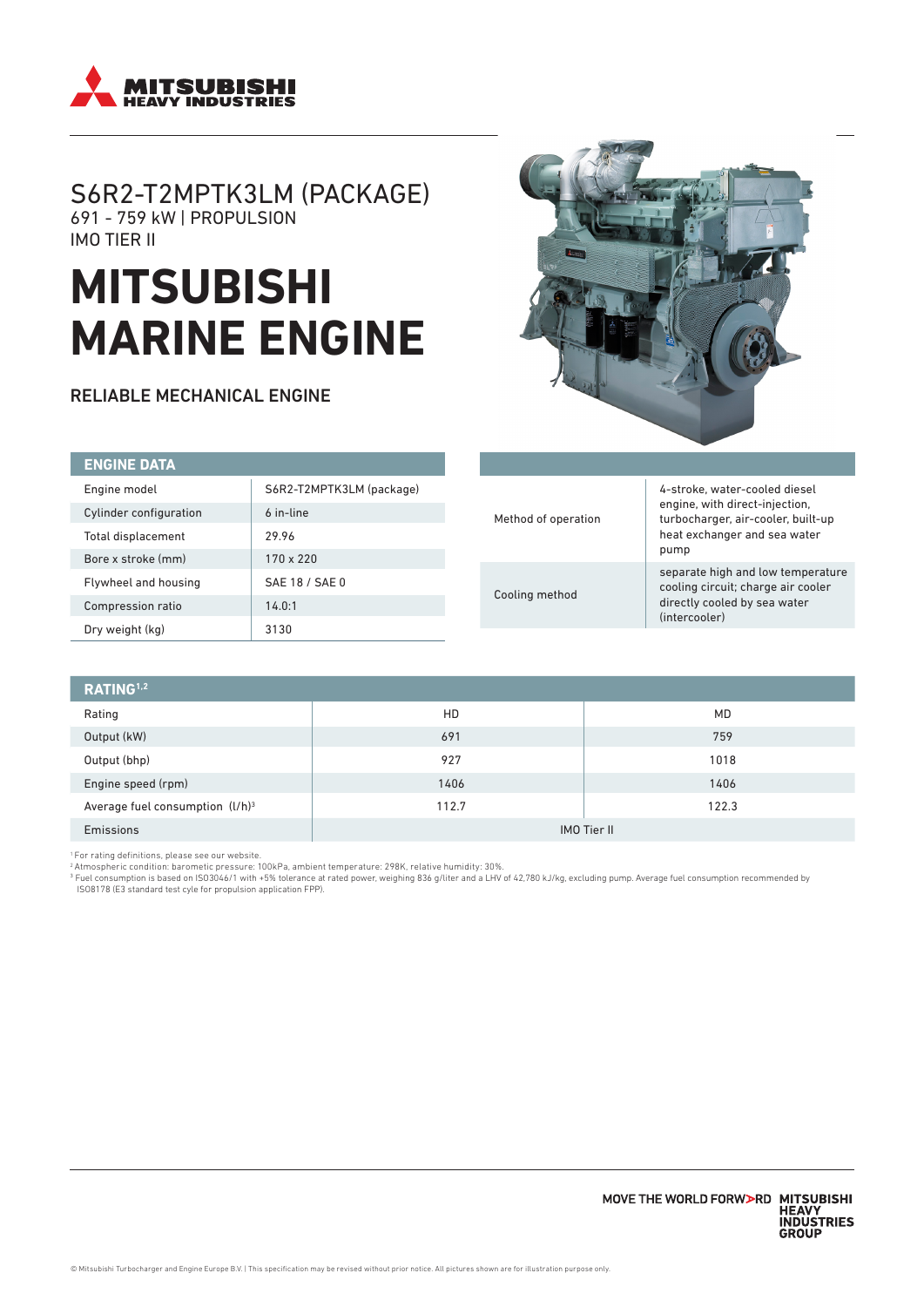# S6R2-T2MPTK3LM (PACKAGE)

691 - 759 kW | PROPULSION

IMO TIER II

# MITSUBISHI MARINE ENGINE

## RELIABLE MECHANICAL ENGINE

| ENGINE DATA | |
|---|---|
| Engine model | S6R2-T2MPTK3LM (package) |
| Cylinder configuration | 6 in-line |
| Total displacement | 29.96 |
| Bore x stroke (mm) | 170 x 220 |
| Flywheel and housing | SAE 18 / SAE 0 |
| Compression ratio | 14.0:1 |
| Dry weight (kg) | 3130 |

| | |
|---|---|
| Method of operation | 4-stroke, water-cooled diesel engine, with direct-injection, turbocharger, air-cooler, built-up heat exchanger and sea water pump |
| Cooling method | separate high and low temperature cooling circuit; charge air cooler directly cooled by sea water (intercooler) |

| RATING[1,2] | | |
|---|---|---|
| Rating | HD | MD |
| Output (kW) | 691 | 759 |
| Output (bhp) | 927 | 1018 |
| Engine speed (rpm) | 1406 | 1406 |
| Average fuel consumption (l/h)[3] | 112.7 | 122.3 |
| Emissions | IMO Tier II | |

[1] For rating definitions, please see our website.

[2] Atmospheric condition: barometic pressure: 100kPa, ambient temperature: 298K, relative humidity: 30%.

[3] Fuel consumption is based on ISO3046/1 with +5% tolerance at rated power, weighing 836 g/liter and a LHV of 42,780 kJ/kg, excluding pump. Average fuel consumption recommended by ISO8178 (E3 standard test cyle for propulsion application FPP).

MOVE THE WORLD FORWARD MITSUBISHI HEAVY INDUSTRIES GROUP

© Mitsubishi Turbocharger and Engine Europe B.V. | This specification may be revised without prior notice. All pictures shown are for illustration purpose only.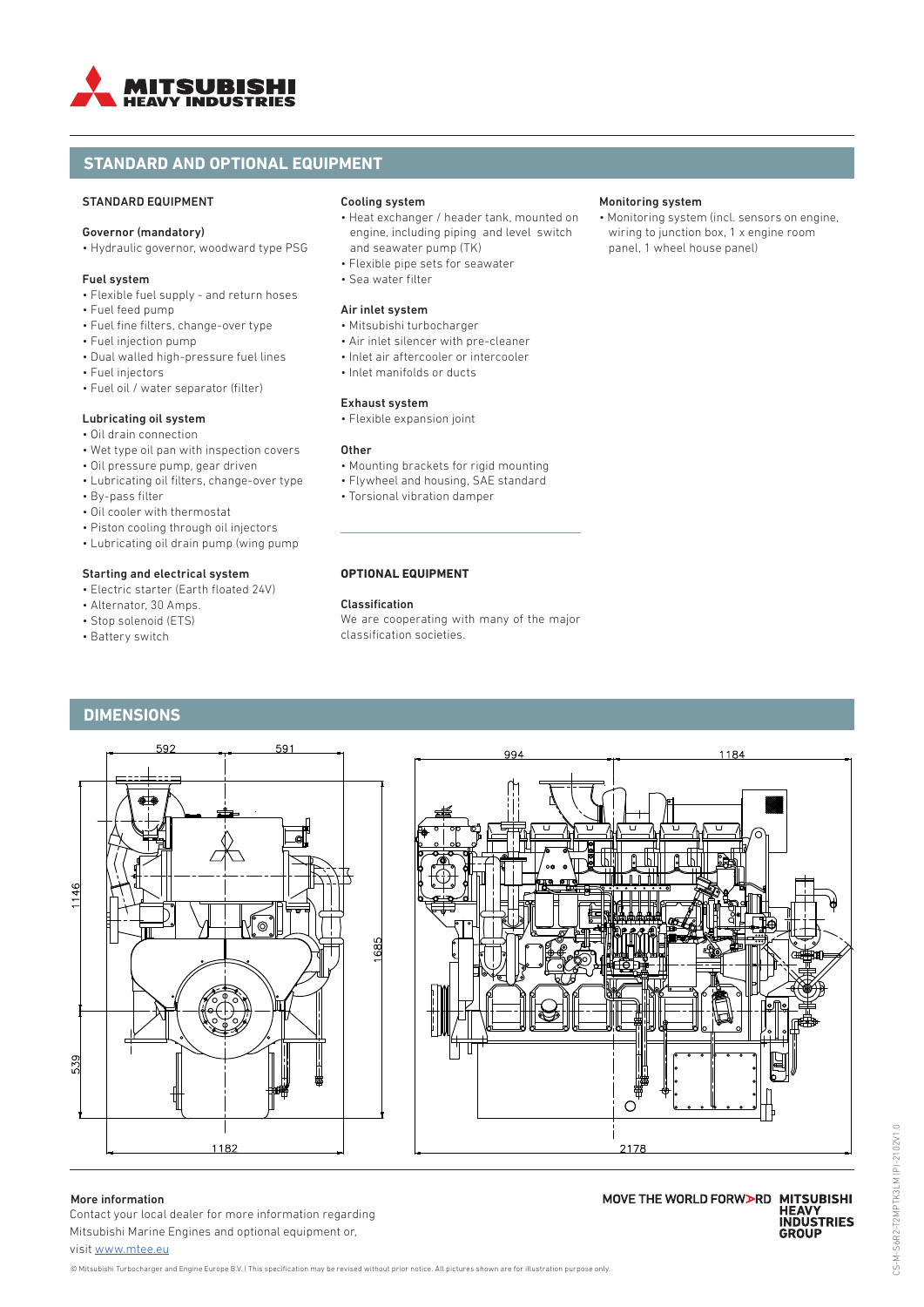## STANDARD AND OPTIONAL EQUIPMENT

### STANDARD EQUIPMENT

**Governor (mandatory)**
- Hydraulic governor, woodward type PSG

**Fuel system**
- Flexible fuel supply - and return hoses
- Fuel feed pump
- Fuel fine filters, change-over type
- Fuel injection pump
- Dual walled high-pressure fuel lines
- Fuel injectors
- Fuel oil / water separator (filter)

**Lubricating oil system**
- Oil drain connection
- Wet type oil pan with inspection covers
- Oil pressure pump, gear driven
- Lubricating oil filters, change-over type
- By-pass filter
- Oil cooler with thermostat
- Piston cooling through oil injectors
- Lubricating oil drain pump (wing pump

**Starting and electrical system**
- Electric starter (Earth floated 24V)
- Alternator, 30 Amps.
- Stop solenoid (ETS)
- Battery switch

**Cooling system**
- Heat exchanger / header tank, mounted on engine, including piping and level switch and seawater pump (TK)
- Flexible pipe sets for seawater
- Sea water filter

**Air inlet system**
- Mitsubishi turbocharger
- Air inlet silencer with pre-cleaner
- Inlet air aftercooler or intercooler
- Inlet manifolds or ducts

**Exhaust system**
- Flexible expansion joint

**Other**
- Mounting brackets for rigid mounting
- Flywheel and housing, SAE standard
- Torsional vibration damper

**Monitoring system**
- Monitoring system (incl. sensors on engine, wiring to junction box, 1 x engine room panel, 1 wheel house panel)

### OPTIONAL EQUIPMENT

**Classification**

We are cooperating with many of the major classification societies.

## DIMENSIONS

592
591
1146
539
1685
1182

994
1184
2178

**More information**

Contact your local dealer for more information regarding Mitsubishi Marine Engines and optional equipment or, visit www.mtee.eu

MOVE THE WORLD FORWARD MITSUBISHI HEAVY INDUSTRIES GROUP

© Mitsubishi Turbocharger and Engine Europe B.V. | This specification may be revised without prior notice. All pictures shown are for illustration purpose only.